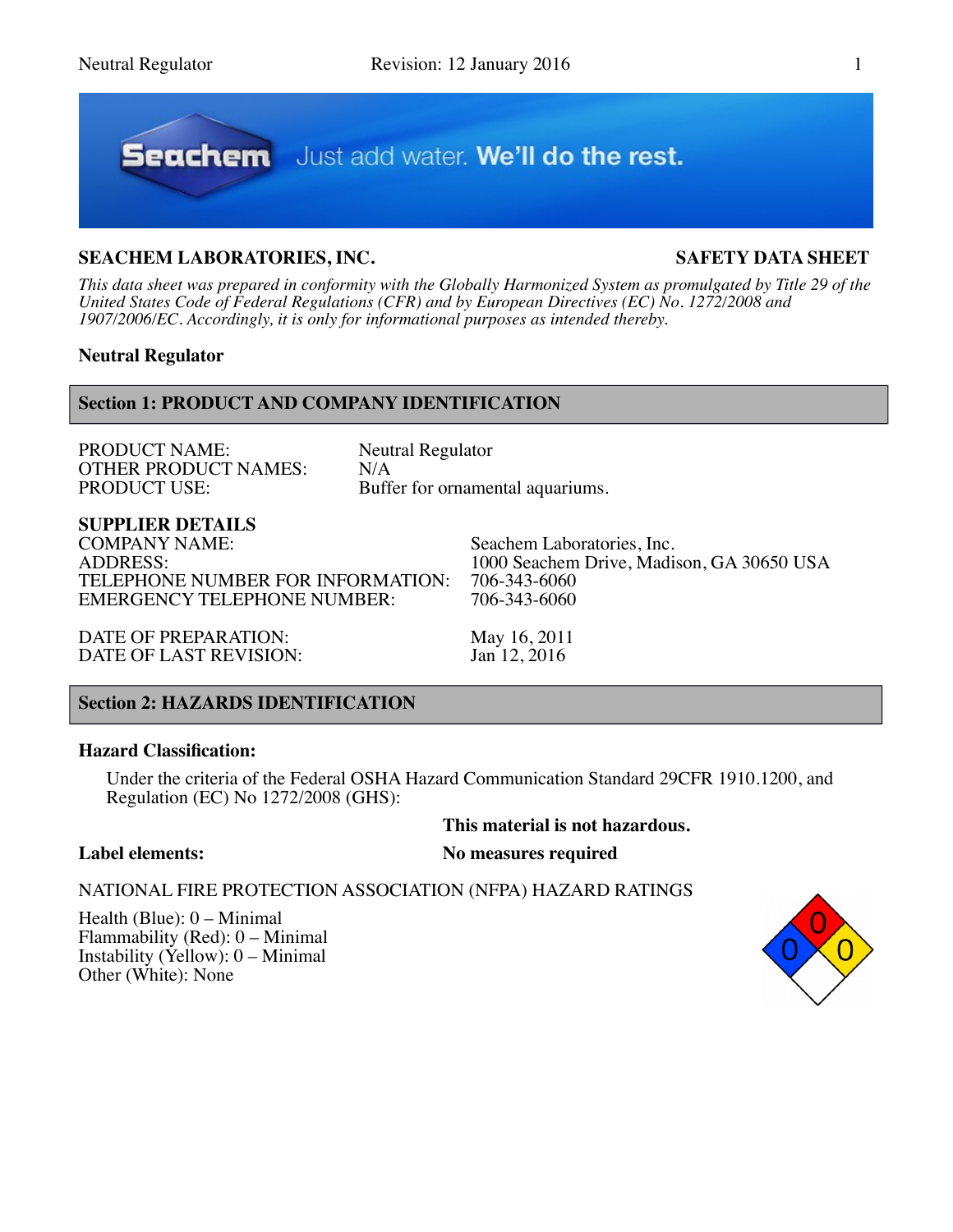**SEACHEM LABORATORIES, INC.** **SAFETY DATA SHEET**

*This data sheet was prepared in conformity with the Globally Harmonized System as promulgated by Title 29 of the United States Code of Federal Regulations (CFR) and by European Directives (EC) No. 1272/2008 and 1907/2006/EC. Accordingly, it is only for informational purposes as intended thereby.*

**Neutral Regulator**

## Section 1: PRODUCT AND COMPANY IDENTIFICATION

PRODUCT NAME: Neutral Regulator
OTHER PRODUCT NAMES: N/A
PRODUCT USE: Buffer for ornamental aquariums.

**SUPPLIER DETAILS**

COMPANY NAME: Seachem Laboratories, Inc.
ADDRESS: 1000 Seachem Drive, Madison, GA 30650 USA
TELEPHONE NUMBER FOR INFORMATION: 706-343-6060
EMERGENCY TELEPHONE NUMBER: 706-343-6060

DATE OF PREPARATION: May 16, 2011
DATE OF LAST REVISION: Jan 12, 2016

## Section 2: HAZARDS IDENTIFICATION

**Hazard Classification:**

Under the criteria of the Federal OSHA Hazard Communication Standard 29CFR 1910.1200, and Regulation (EC) No 1272/2008 (GHS):

**This material is not hazardous.**

**Label elements:** **No measures required**

NATIONAL FIRE PROTECTION ASSOCIATION (NFPA) HAZARD RATINGS

Health (Blue): 0 – Minimal
Flammability (Red): 0 – Minimal
Instability (Yellow): 0 – Minimal
Other (White): None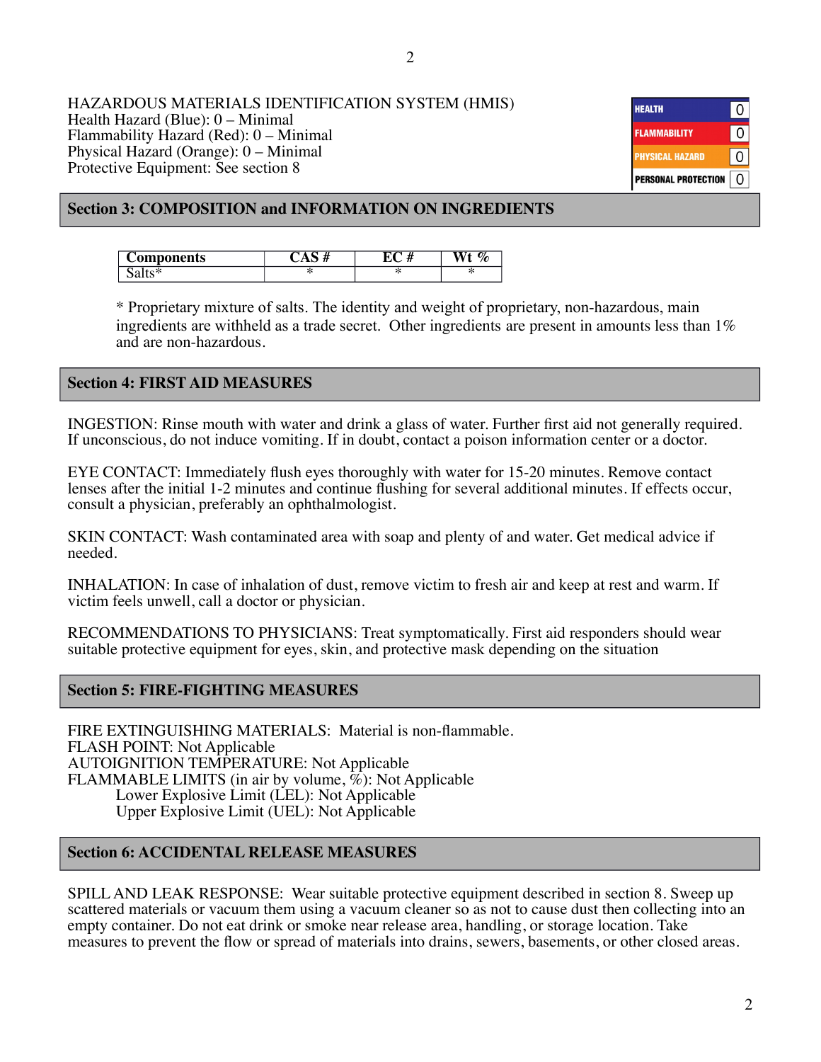HAZARDOUS MATERIALS IDENTIFICATION SYSTEM (HMIS)
Health Hazard (Blue): 0 – Minimal
Flammability Hazard (Red): 0 – Minimal
Physical Hazard (Orange): 0 – Minimal
Protective Equipment: See section 8

| HEALTH | 0 |
| --- | --- |
| FLAMMABILITY | 0 |
| PHYSICAL HAZARD | 0 |
| PERSONAL PROTECTION | 0 |

## Section 3: COMPOSITION and INFORMATION ON INGREDIENTS

| Components | CAS # | EC # | Wt % |
| --- | --- | --- | --- |
| Salts* | * | * | * |

* Proprietary mixture of salts. The identity and weight of proprietary, non-hazardous, main ingredients are withheld as a trade secret. Other ingredients are present in amounts less than 1% and are non-hazardous.

## Section 4: FIRST AID MEASURES

INGESTION: Rinse mouth with water and drink a glass of water. Further first aid not generally required. If unconscious, do not induce vomiting. If in doubt, contact a poison information center or a doctor.

EYE CONTACT: Immediately flush eyes thoroughly with water for 15-20 minutes. Remove contact lenses after the initial 1-2 minutes and continue flushing for several additional minutes. If effects occur, consult a physician, preferably an ophthalmologist.

SKIN CONTACT: Wash contaminated area with soap and plenty of and water. Get medical advice if needed.

INHALATION: In case of inhalation of dust, remove victim to fresh air and keep at rest and warm. If victim feels unwell, call a doctor or physician.

RECOMMENDATIONS TO PHYSICIANS: Treat symptomatically. First aid responders should wear suitable protective equipment for eyes, skin, and protective mask depending on the situation

## Section 5: FIRE-FIGHTING MEASURES

FIRE EXTINGUISHING MATERIALS: Material is non-flammable.
FLASH POINT: Not Applicable
AUTOIGNITION TEMPERATURE: Not Applicable
FLAMMABLE LIMITS (in air by volume, %): Not Applicable
- Lower Explosive Limit (LEL): Not Applicable
- Upper Explosive Limit (UEL): Not Applicable

## Section 6: ACCIDENTAL RELEASE MEASURES

SPILL AND LEAK RESPONSE: Wear suitable protective equipment described in section 8. Sweep up scattered materials or vacuum them using a vacuum cleaner so as not to cause dust then collecting into an empty container. Do not eat drink or smoke near release area, handling, or storage location. Take measures to prevent the flow or spread of materials into drains, sewers, basements, or other closed areas.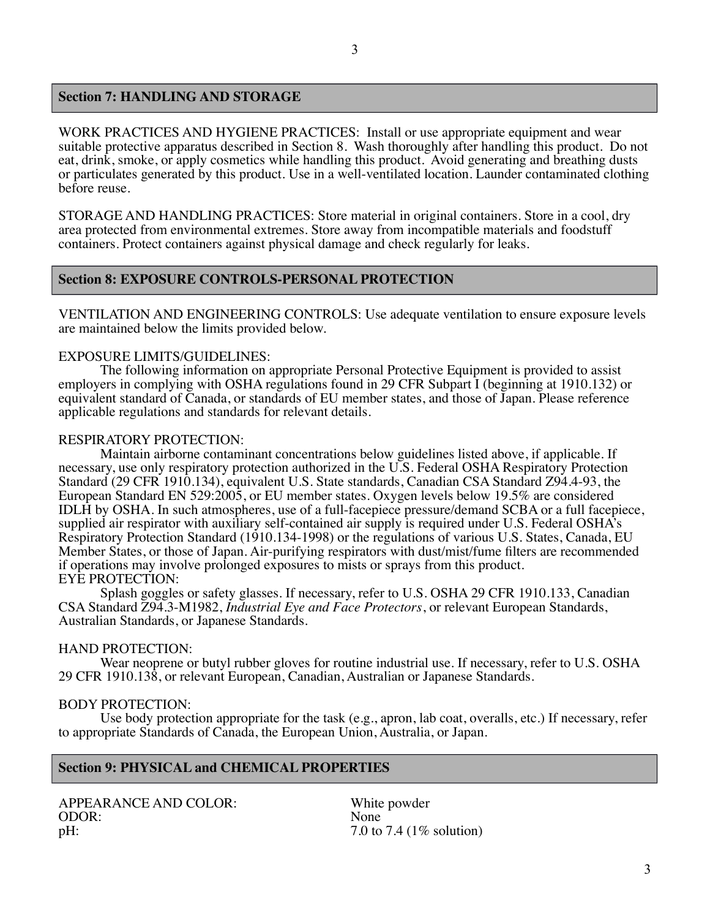## Section 7: HANDLING AND STORAGE

WORK PRACTICES AND HYGIENE PRACTICES: Install or use appropriate equipment and wear suitable protective apparatus described in Section 8. Wash thoroughly after handling this product. Do not eat, drink, smoke, or apply cosmetics while handling this product. Avoid generating and breathing dusts or particulates generated by this product. Use in a well-ventilated location. Launder contaminated clothing before reuse.

STORAGE AND HANDLING PRACTICES: Store material in original containers. Store in a cool, dry area protected from environmental extremes. Store away from incompatible materials and foodstuff containers. Protect containers against physical damage and check regularly for leaks.

## Section 8: EXPOSURE CONTROLS-PERSONAL PROTECTION

VENTILATION AND ENGINEERING CONTROLS: Use adequate ventilation to ensure exposure levels are maintained below the limits provided below.

EXPOSURE LIMITS/GUIDELINES:

The following information on appropriate Personal Protective Equipment is provided to assist employers in complying with OSHA regulations found in 29 CFR Subpart I (beginning at 1910.132) or equivalent standard of Canada, or standards of EU member states, and those of Japan. Please reference applicable regulations and standards for relevant details.

RESPIRATORY PROTECTION:

Maintain airborne contaminant concentrations below guidelines listed above, if applicable. If necessary, use only respiratory protection authorized in the U.S. Federal OSHA Respiratory Protection Standard (29 CFR 1910.134), equivalent U.S. State standards, Canadian CSA Standard Z94.4-93, the European Standard EN 529:2005, or EU member states. Oxygen levels below 19.5% are considered IDLH by OSHA. In such atmospheres, use of a full-facepiece pressure/demand SCBA or a full facepiece, supplied air respirator with auxiliary self-contained air supply is required under U.S. Federal OSHA's Respiratory Protection Standard (1910.134-1998) or the regulations of various U.S. States, Canada, EU Member States, or those of Japan. Air-purifying respirators with dust/mist/fume filters are recommended if operations may involve prolonged exposures to mists or sprays from this product.

EYE PROTECTION:

Splash goggles or safety glasses. If necessary, refer to U.S. OSHA 29 CFR 1910.133, Canadian CSA Standard Z94.3-M1982, *Industrial Eye and Face Protectors*, or relevant European Standards, Australian Standards, or Japanese Standards.

HAND PROTECTION:

Wear neoprene or butyl rubber gloves for routine industrial use. If necessary, refer to U.S. OSHA 29 CFR 1910.138, or relevant European, Canadian, Australian or Japanese Standards.

BODY PROTECTION:

Use body protection appropriate for the task (e.g., apron, lab coat, overalls, etc.) If necessary, refer to appropriate Standards of Canada, the European Union, Australia, or Japan.

## Section 9: PHYSICAL and CHEMICAL PROPERTIES

| | |
|---|---|
| APPEARANCE AND COLOR: | White powder |
| ODOR: | None |
| pH: | 7.0 to 7.4 (1% solution) |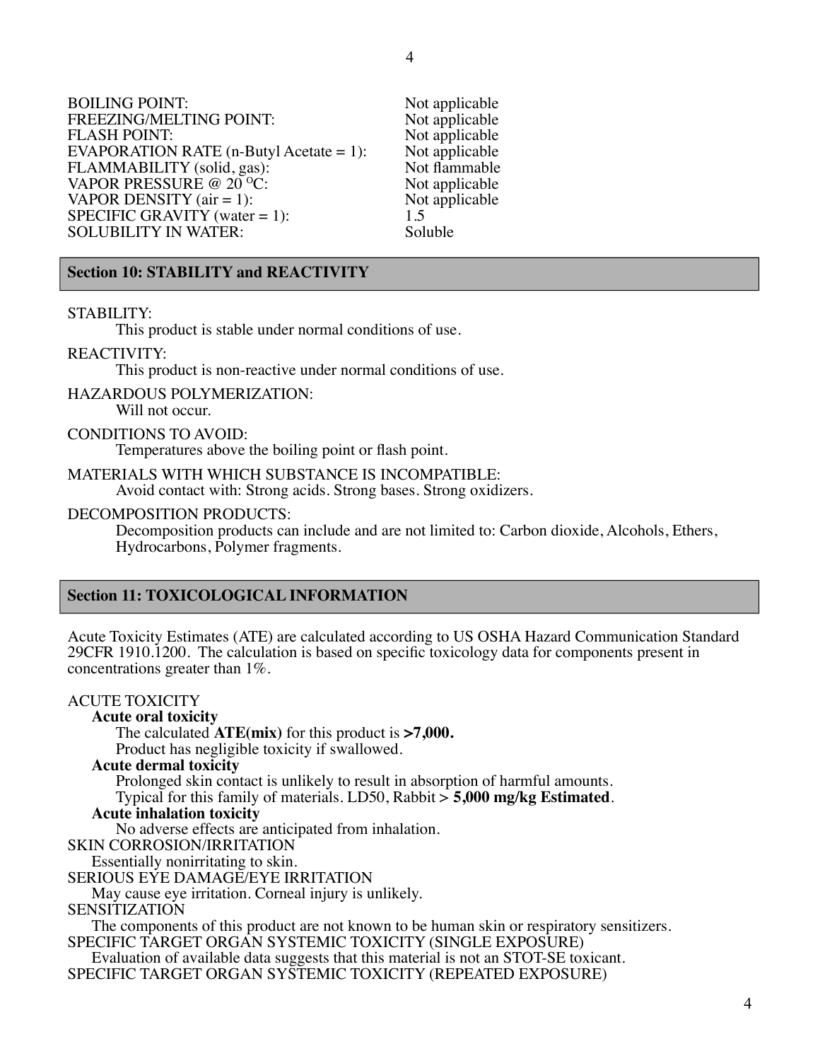| | |
|---|---|
| BOILING POINT: | Not applicable |
| FREEZING/MELTING POINT: | Not applicable |
| FLASH POINT: | Not applicable |
| EVAPORATION RATE (n-Butyl Acetate = 1): | Not applicable |
| FLAMMABILITY (solid, gas): | Not flammable |
| VAPOR PRESSURE @ 20 °C: | Not applicable |
| VAPOR DENSITY (air = 1): | Not applicable |
| SPECIFIC GRAVITY (water = 1): | 1.5 |
| SOLUBILITY IN WATER: | Soluble |

## Section 10: STABILITY and REACTIVITY

STABILITY:
This product is stable under normal conditions of use.

REACTIVITY:
This product is non-reactive under normal conditions of use.

HAZARDOUS POLYMERIZATION:
Will not occur.

CONDITIONS TO AVOID:
Temperatures above the boiling point or flash point.

MATERIALS WITH WHICH SUBSTANCE IS INCOMPATIBLE:
Avoid contact with: Strong acids. Strong bases. Strong oxidizers.

DECOMPOSITION PRODUCTS:
Decomposition products can include and are not limited to: Carbon dioxide, Alcohols, Ethers, Hydrocarbons, Polymer fragments.

## Section 11: TOXICOLOGICAL INFORMATION

Acute Toxicity Estimates (ATE) are calculated according to US OSHA Hazard Communication Standard 29CFR 1910.1200. The calculation is based on specific toxicology data for components present in concentrations greater than 1%.

ACUTE TOXICITY

**Acute oral toxicity**
The calculated **ATE(mix)** for this product is **>7,000.**
Product has negligible toxicity if swallowed.

**Acute dermal toxicity**
Prolonged skin contact is unlikely to result in absorption of harmful amounts.
Typical for this family of materials. LD50, Rabbit **> 5,000 mg/kg Estimated**.

**Acute inhalation toxicity**
No adverse effects are anticipated from inhalation.

SKIN CORROSION/IRRITATION
Essentially nonirritating to skin.

SERIOUS EYE DAMAGE/EYE IRRITATION
May cause eye irritation. Corneal injury is unlikely.

SENSITIZATION
The components of this product are not known to be human skin or respiratory sensitizers.

SPECIFIC TARGET ORGAN SYSTEMIC TOXICITY (SINGLE EXPOSURE)
Evaluation of available data suggests that this material is not an STOT-SE toxicant.

SPECIFIC TARGET ORGAN SYSTEMIC TOXICITY (REPEATED EXPOSURE)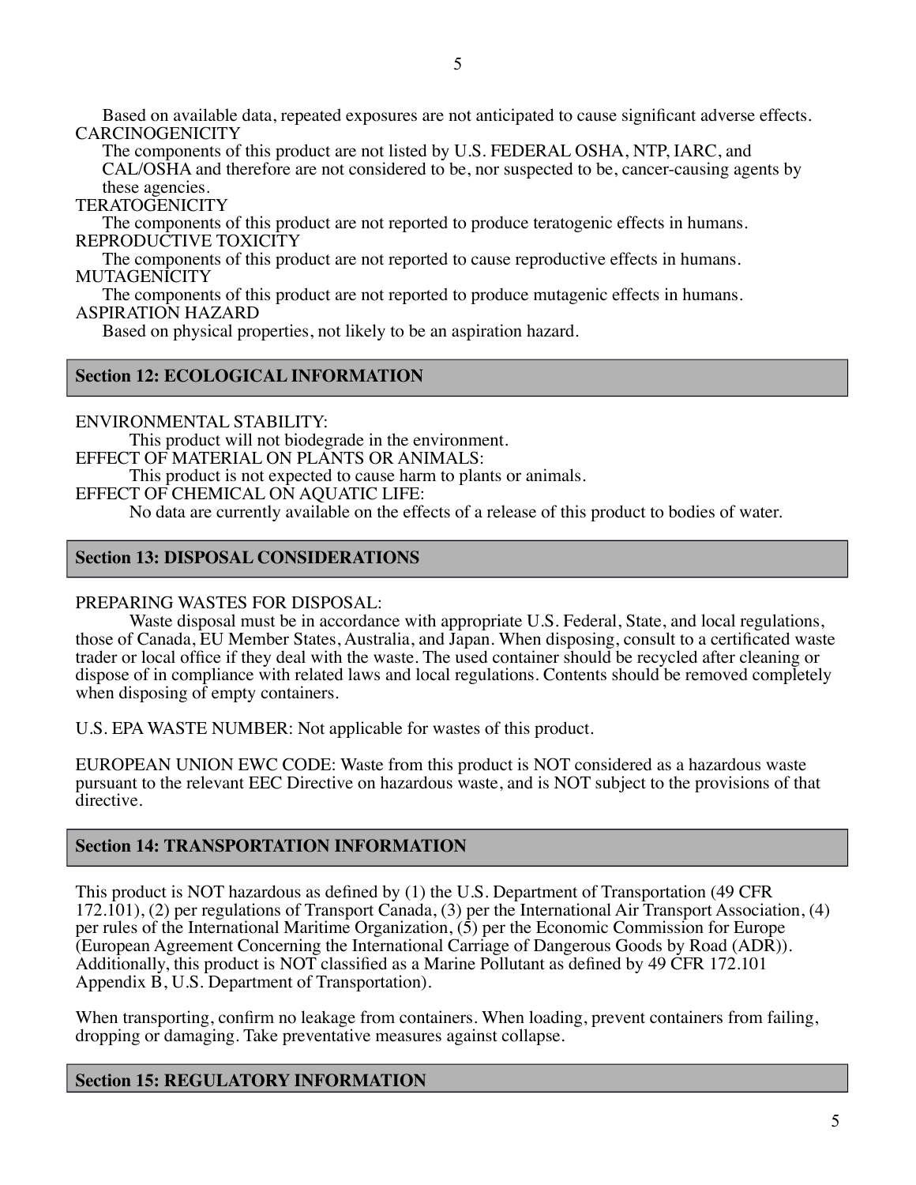Based on available data, repeated exposures are not anticipated to cause significant adverse effects.

CARCINOGENICITY

The components of this product are not listed by U.S. FEDERAL OSHA, NTP, IARC, and CAL/OSHA and therefore are not considered to be, nor suspected to be, cancer-causing agents by these agencies.

TERATOGENICITY

The components of this product are not reported to produce teratogenic effects in humans.

REPRODUCTIVE TOXICITY

The components of this product are not reported to cause reproductive effects in humans.

MUTAGENICITY

The components of this product are not reported to produce mutagenic effects in humans.

ASPIRATION HAZARD

Based on physical properties, not likely to be an aspiration hazard.

## Section 12: ECOLOGICAL INFORMATION

ENVIRONMENTAL STABILITY:

This product will not biodegrade in the environment.

EFFECT OF MATERIAL ON PLANTS OR ANIMALS:

This product is not expected to cause harm to plants or animals.

EFFECT OF CHEMICAL ON AQUATIC LIFE:

No data are currently available on the effects of a release of this product to bodies of water.

## Section 13: DISPOSAL CONSIDERATIONS

PREPARING WASTES FOR DISPOSAL:

Waste disposal must be in accordance with appropriate U.S. Federal, State, and local regulations, those of Canada, EU Member States, Australia, and Japan. When disposing, consult to a certificated waste trader or local office if they deal with the waste. The used container should be recycled after cleaning or dispose of in compliance with related laws and local regulations. Contents should be removed completely when disposing of empty containers.

U.S. EPA WASTE NUMBER: Not applicable for wastes of this product.

EUROPEAN UNION EWC CODE: Waste from this product is NOT considered as a hazardous waste pursuant to the relevant EEC Directive on hazardous waste, and is NOT subject to the provisions of that directive.

## Section 14: TRANSPORTATION INFORMATION

This product is NOT hazardous as defined by (1) the U.S. Department of Transportation (49 CFR 172.101), (2) per regulations of Transport Canada, (3) per the International Air Transport Association, (4) per rules of the International Maritime Organization, (5) per the Economic Commission for Europe (European Agreement Concerning the International Carriage of Dangerous Goods by Road (ADR)). Additionally, this product is NOT classified as a Marine Pollutant as defined by 49 CFR 172.101 Appendix B, U.S. Department of Transportation).

When transporting, confirm no leakage from containers. When loading, prevent containers from failing, dropping or damaging. Take preventative measures against collapse.

## Section 15: REGULATORY INFORMATION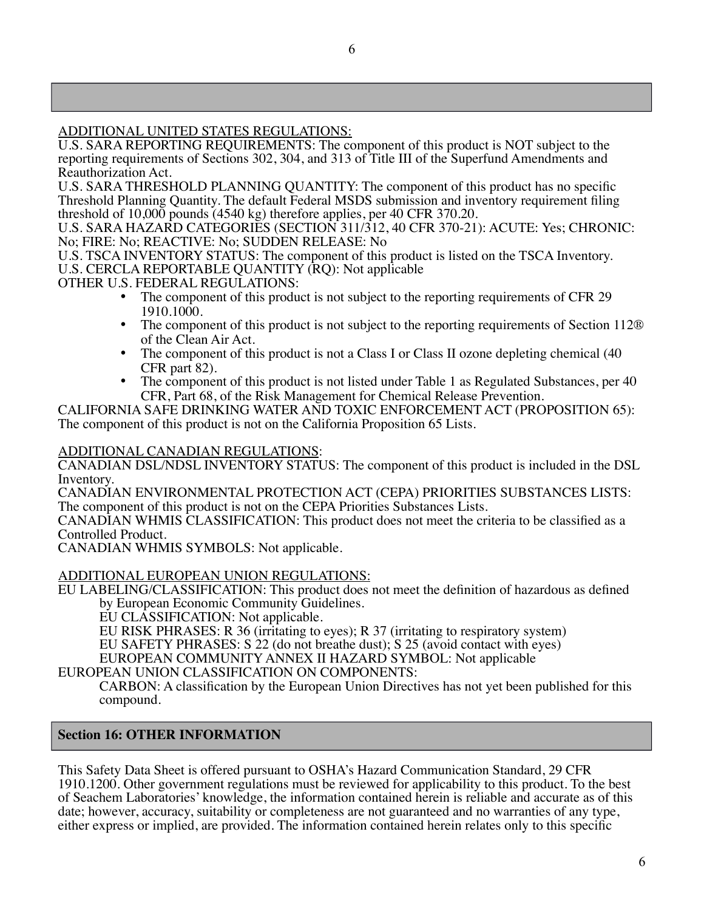ADDITIONAL UNITED STATES REGULATIONS:

U.S. SARA REPORTING REQUIREMENTS: The component of this product is NOT subject to the reporting requirements of Sections 302, 304, and 313 of Title III of the Superfund Amendments and Reauthorization Act.

U.S. SARA THRESHOLD PLANNING QUANTITY: The component of this product has no specific Threshold Planning Quantity. The default Federal MSDS submission and inventory requirement filing threshold of 10,000 pounds (4540 kg) therefore applies, per 40 CFR 370.20.

U.S. SARA HAZARD CATEGORIES (SECTION 311/312, 40 CFR 370-21): ACUTE: Yes; CHRONIC: No; FIRE: No; REACTIVE: No; SUDDEN RELEASE: No

U.S. TSCA INVENTORY STATUS: The component of this product is listed on the TSCA Inventory.

U.S. CERCLA REPORTABLE QUANTITY (RQ): Not applicable

OTHER U.S. FEDERAL REGULATIONS:

- The component of this product is not subject to the reporting requirements of CFR 29 1910.1000.
- The component of this product is not subject to the reporting requirements of Section 112® of the Clean Air Act.
- The component of this product is not a Class I or Class II ozone depleting chemical (40 CFR part 82).
- The component of this product is not listed under Table 1 as Regulated Substances, per 40 CFR, Part 68, of the Risk Management for Chemical Release Prevention.

CALIFORNIA SAFE DRINKING WATER AND TOXIC ENFORCEMENT ACT (PROPOSITION 65): The component of this product is not on the California Proposition 65 Lists.

ADDITIONAL CANADIAN REGULATIONS:

CANADIAN DSL/NDSL INVENTORY STATUS: The component of this product is included in the DSL Inventory.

CANADIAN ENVIRONMENTAL PROTECTION ACT (CEPA) PRIORITIES SUBSTANCES LISTS: The component of this product is not on the CEPA Priorities Substances Lists.

CANADIAN WHMIS CLASSIFICATION: This product does not meet the criteria to be classified as a Controlled Product.

CANADIAN WHMIS SYMBOLS: Not applicable.

ADDITIONAL EUROPEAN UNION REGULATIONS:

EU LABELING/CLASSIFICATION: This product does not meet the definition of hazardous as defined by European Economic Community Guidelines.

EU CLASSIFICATION: Not applicable.

EU RISK PHRASES: R 36 (irritating to eyes); R 37 (irritating to respiratory system)

EU SAFETY PHRASES: S 22 (do not breathe dust); S 25 (avoid contact with eyes)

EUROPEAN COMMUNITY ANNEX II HAZARD SYMBOL: Not applicable

EUROPEAN UNION CLASSIFICATION ON COMPONENTS:

CARBON: A classification by the European Union Directives has not yet been published for this compound.

## Section 16: OTHER INFORMATION

This Safety Data Sheet is offered pursuant to OSHA's Hazard Communication Standard, 29 CFR 1910.1200. Other government regulations must be reviewed for applicability to this product. To the best of Seachem Laboratories' knowledge, the information contained herein is reliable and accurate as of this date; however, accuracy, suitability or completeness are not guaranteed and no warranties of any type, either express or implied, are provided. The information contained herein relates only to this specific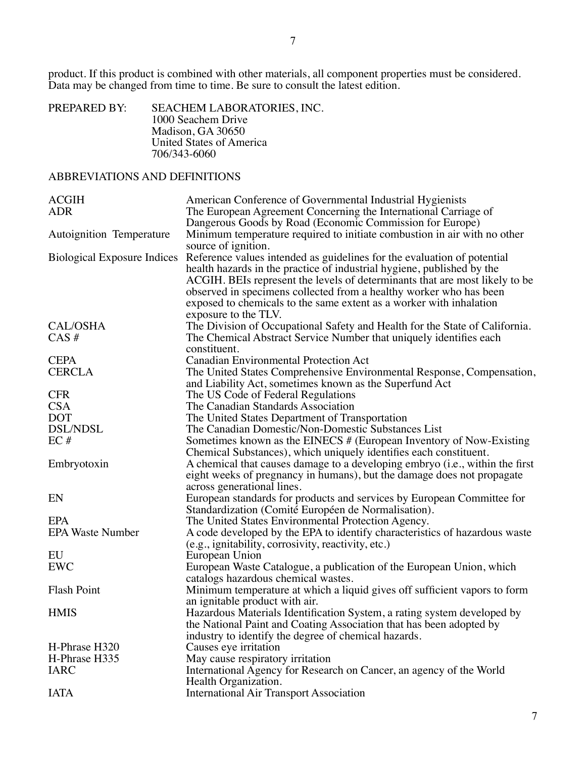product. If this product is combined with other materials, all component properties must be considered. Data may be changed from time to time. Be sure to consult the latest edition.

PREPARED BY: SEACHEM LABORATORIES, INC.
1000 Seachem Drive
Madison, GA 30650
United States of America
706/343-6060

ABBREVIATIONS AND DEFINITIONS

| | |
|---|---|
| ACGIH | American Conference of Governmental Industrial Hygienists |
| ADR | The European Agreement Concerning the International Carriage of Dangerous Goods by Road (Economic Commission for Europe) |
| Autoignition Temperature | Minimum temperature required to initiate combustion in air with no other source of ignition. |
| Biological Exposure Indices | Reference values intended as guidelines for the evaluation of potential health hazards in the practice of industrial hygiene, published by the ACGIH. BEIs represent the levels of determinants that are most likely to be observed in specimens collected from a healthy worker who has been exposed to chemicals to the same extent as a worker with inhalation exposure to the TLV. |
| CAL/OSHA | The Division of Occupational Safety and Health for the State of California. |
| CAS # | The Chemical Abstract Service Number that uniquely identifies each constituent. |
| CEPA | Canadian Environmental Protection Act |
| CERCLA | The United States Comprehensive Environmental Response, Compensation, and Liability Act, sometimes known as the Superfund Act |
| CFR | The US Code of Federal Regulations |
| CSA | The Canadian Standards Association |
| DOT | The United States Department of Transportation |
| DSL/NDSL | The Canadian Domestic/Non-Domestic Substances List |
| EC # | Sometimes known as the EINECS # (European Inventory of Now-Existing Chemical Substances), which uniquely identifies each constituent. |
| Embryotoxin | A chemical that causes damage to a developing embryo (i.e., within the first eight weeks of pregnancy in humans), but the damage does not propagate across generational lines. |
| EN | European standards for products and services by European Committee for Standardization (Comité Européen de Normalisation). |
| EPA | The United States Environmental Protection Agency. |
| EPA Waste Number | A code developed by the EPA to identify characteristics of hazardous waste (e.g., ignitability, corrosivity, reactivity, etc.) |
| EU | European Union |
| EWC | European Waste Catalogue, a publication of the European Union, which catalogs hazardous chemical wastes. |
| Flash Point | Minimum temperature at which a liquid gives off sufficient vapors to form an ignitable product with air. |
| HMIS | Hazardous Materials Identification System, a rating system developed by the National Paint and Coating Association that has been adopted by industry to identify the degree of chemical hazards. |
| H-Phrase H320 | Causes eye irritation |
| H-Phrase H335 | May cause respiratory irritation |
| IARC | International Agency for Research on Cancer, an agency of the World Health Organization. |
| IATA | International Air Transport Association |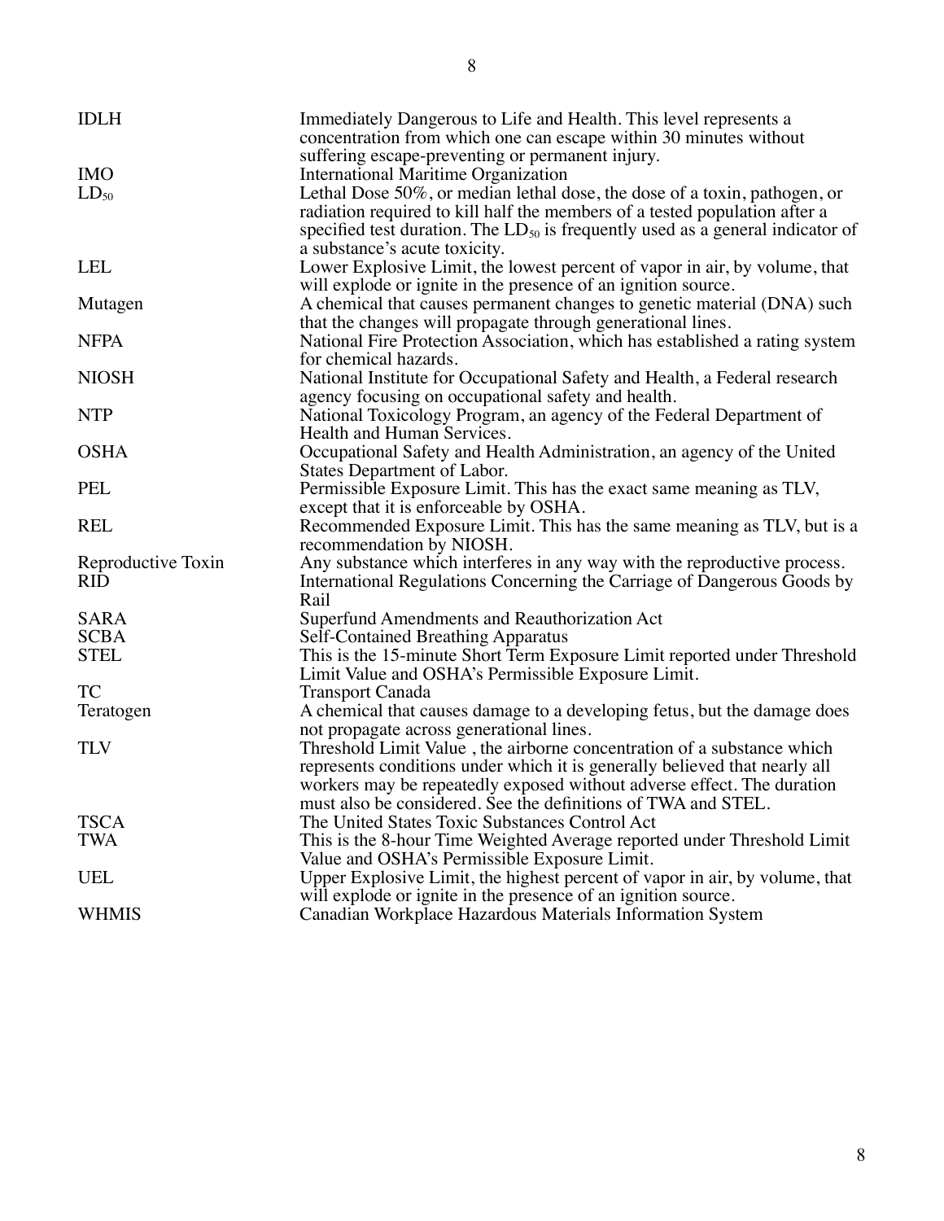| | |
|---|---|
| IDLH | Immediately Dangerous to Life and Health. This level represents a concentration from which one can escape within 30 minutes without suffering escape-preventing or permanent injury. |
| IMO | International Maritime Organization |
| $LD_{50}$ | Lethal Dose 50%, or median lethal dose, the dose of a toxin, pathogen, or radiation required to kill half the members of a tested population after a specified test duration. The $LD_{50}$ is frequently used as a general indicator of a substance's acute toxicity. |
| LEL | Lower Explosive Limit, the lowest percent of vapor in air, by volume, that will explode or ignite in the presence of an ignition source. |
| Mutagen | A chemical that causes permanent changes to genetic material (DNA) such that the changes will propagate through generational lines. |
| NFPA | National Fire Protection Association, which has established a rating system for chemical hazards. |
| NIOSH | National Institute for Occupational Safety and Health, a Federal research agency focusing on occupational safety and health. |
| NTP | National Toxicology Program, an agency of the Federal Department of Health and Human Services. |
| OSHA | Occupational Safety and Health Administration, an agency of the United States Department of Labor. |
| PEL | Permissible Exposure Limit. This has the exact same meaning as TLV, except that it is enforceable by OSHA. |
| REL | Recommended Exposure Limit. This has the same meaning as TLV, but is a recommendation by NIOSH. |
| Reproductive Toxin | Any substance which interferes in any way with the reproductive process. |
| RID | International Regulations Concerning the Carriage of Dangerous Goods by Rail |
| SARA | Superfund Amendments and Reauthorization Act |
| SCBA | Self-Contained Breathing Apparatus |
| STEL | This is the 15-minute Short Term Exposure Limit reported under Threshold Limit Value and OSHA's Permissible Exposure Limit. |
| TC | Transport Canada |
| Teratogen | A chemical that causes damage to a developing fetus, but the damage does not propagate across generational lines. |
| TLV | Threshold Limit Value , the airborne concentration of a substance which represents conditions under which it is generally believed that nearly all workers may be repeatedly exposed without adverse effect. The duration must also be considered. See the definitions of TWA and STEL. |
| TSCA | The United States Toxic Substances Control Act |
| TWA | This is the 8-hour Time Weighted Average reported under Threshold Limit Value and OSHA's Permissible Exposure Limit. |
| UEL | Upper Explosive Limit, the highest percent of vapor in air, by volume, that will explode or ignite in the presence of an ignition source. |
| WHMIS | Canadian Workplace Hazardous Materials Information System |